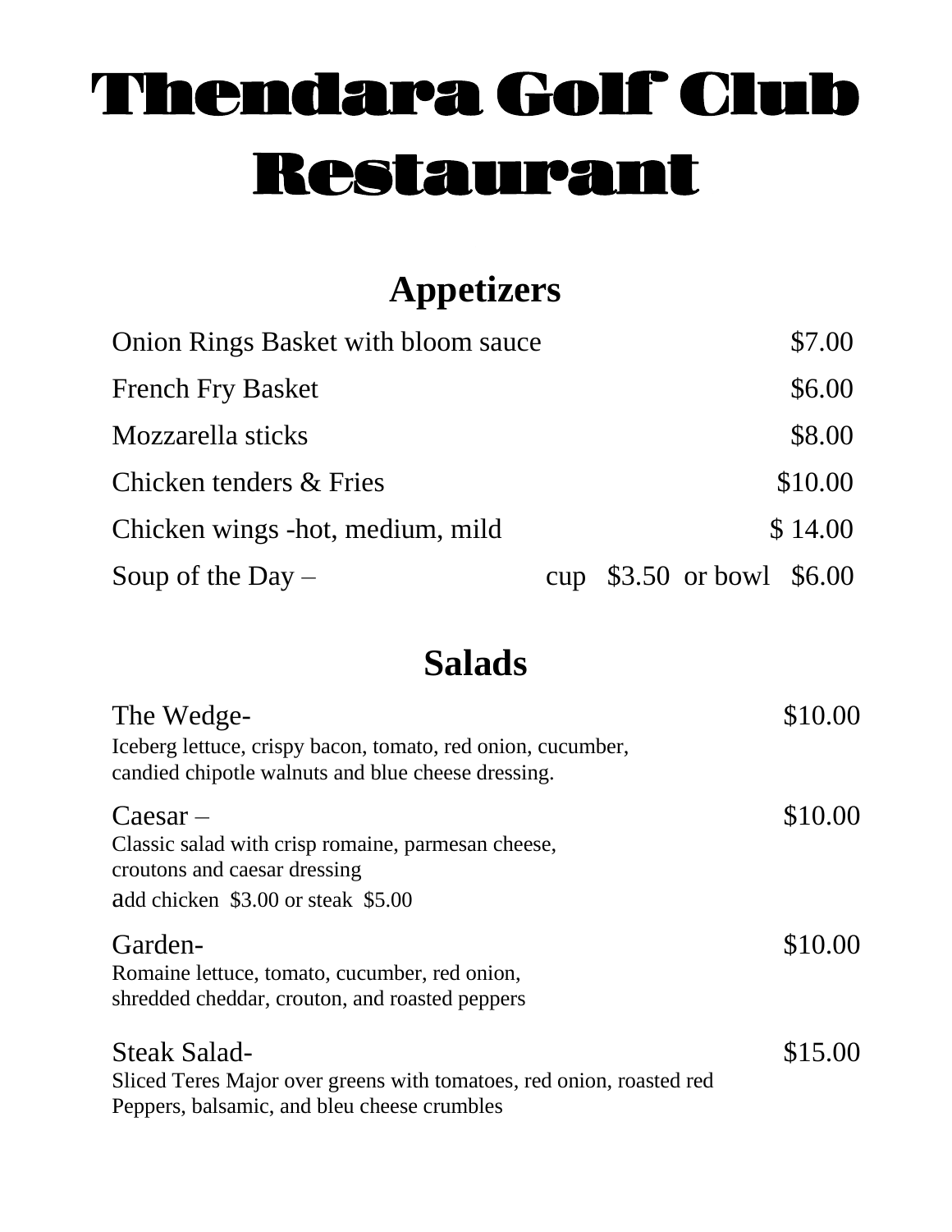# Thendara Golf Club Restaurant

## Appetizers

| | |
|---|---|
| Onion Rings Basket with bloom sauce | $7.00 |
| French Fry Basket | $6.00 |
| Mozzarella sticks | $8.00 |
| Chicken tenders & Fries | $10.00 |
| Chicken wings -hot, medium, mild | $ 14.00 |
| Soup of the Day – | cup $3.50 or bowl $6.00 |

## Salads

The Wedge- $10.00
Iceberg lettuce, crispy bacon, tomato, red onion, cucumber, candied chipotle walnuts and blue cheese dressing.

Caesar – $10.00
Classic salad with crisp romaine, parmesan cheese, croutons and caesar dressing
add chicken $3.00 or steak $5.00

Garden- $10.00
Romaine lettuce, tomato, cucumber, red onion, shredded cheddar, crouton, and roasted peppers

Steak Salad- $15.00
Sliced Teres Major over greens with tomatoes, red onion, roasted red Peppers, balsamic, and bleu cheese crumbles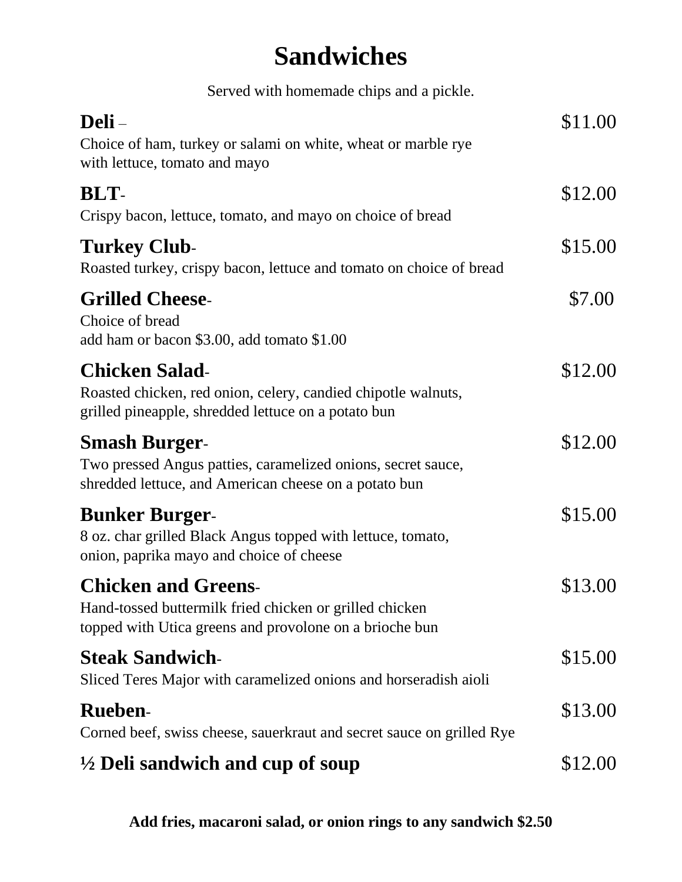# Sandwiches

Served with homemade chips and a pickle.

**Deli** – $11.00
Choice of ham, turkey or salami on white, wheat or marble rye with lettuce, tomato and mayo

**BLT**- $12.00
Crispy bacon, lettuce, tomato, and mayo on choice of bread

**Turkey Club**- $15.00
Roasted turkey, crispy bacon, lettuce and tomato on choice of bread

**Grilled Cheese**- $7.00
Choice of bread
add ham or bacon $3.00, add tomato $1.00

**Chicken Salad**- $12.00
Roasted chicken, red onion, celery, candied chipotle walnuts, grilled pineapple, shredded lettuce on a potato bun

**Smash Burger**- $12.00
Two pressed Angus patties, caramelized onions, secret sauce, shredded lettuce, and American cheese on a potato bun

**Bunker Burger**- $15.00
8 oz. char grilled Black Angus topped with lettuce, tomato, onion, paprika mayo and choice of cheese

**Chicken and Greens**- $13.00
Hand-tossed buttermilk fried chicken or grilled chicken topped with Utica greens and provolone on a brioche bun

**Steak Sandwich**- $15.00
Sliced Teres Major with caramelized onions and horseradish aioli

**Rueben**- $13.00
Corned beef, swiss cheese, sauerkraut and secret sauce on grilled Rye

**½ Deli sandwich and cup of soup** $12.00

**Add fries, macaroni salad, or onion rings to any sandwich $2.50**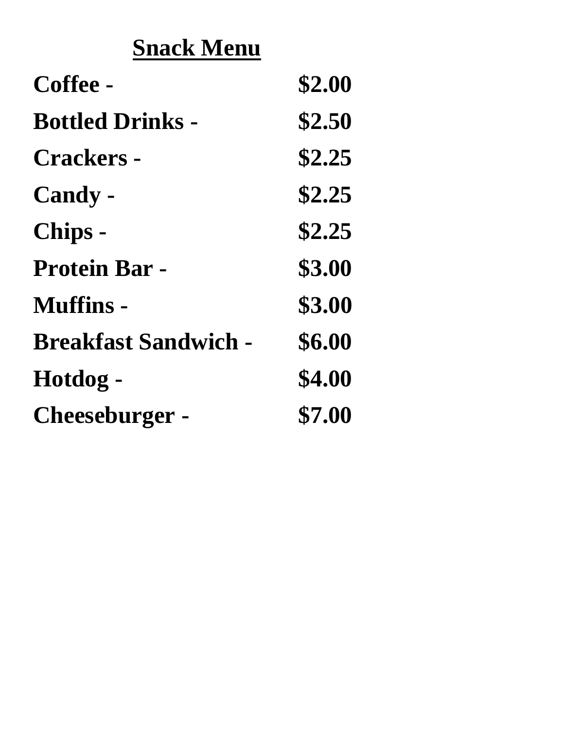# Snack Menu

| | |
|---|---|
| **Coffee -** | **$2.00** |
| **Bottled Drinks -** | **$2.50** |
| **Crackers -** | **$2.25** |
| **Candy -** | **$2.25** |
| **Chips -** | **$2.25** |
| **Protein Bar -** | **$3.00** |
| **Muffins -** | **$3.00** |
| **Breakfast Sandwich -** | **$6.00** |
| **Hotdog -** | **$4.00** |
| **Cheeseburger -** | **$7.00** |